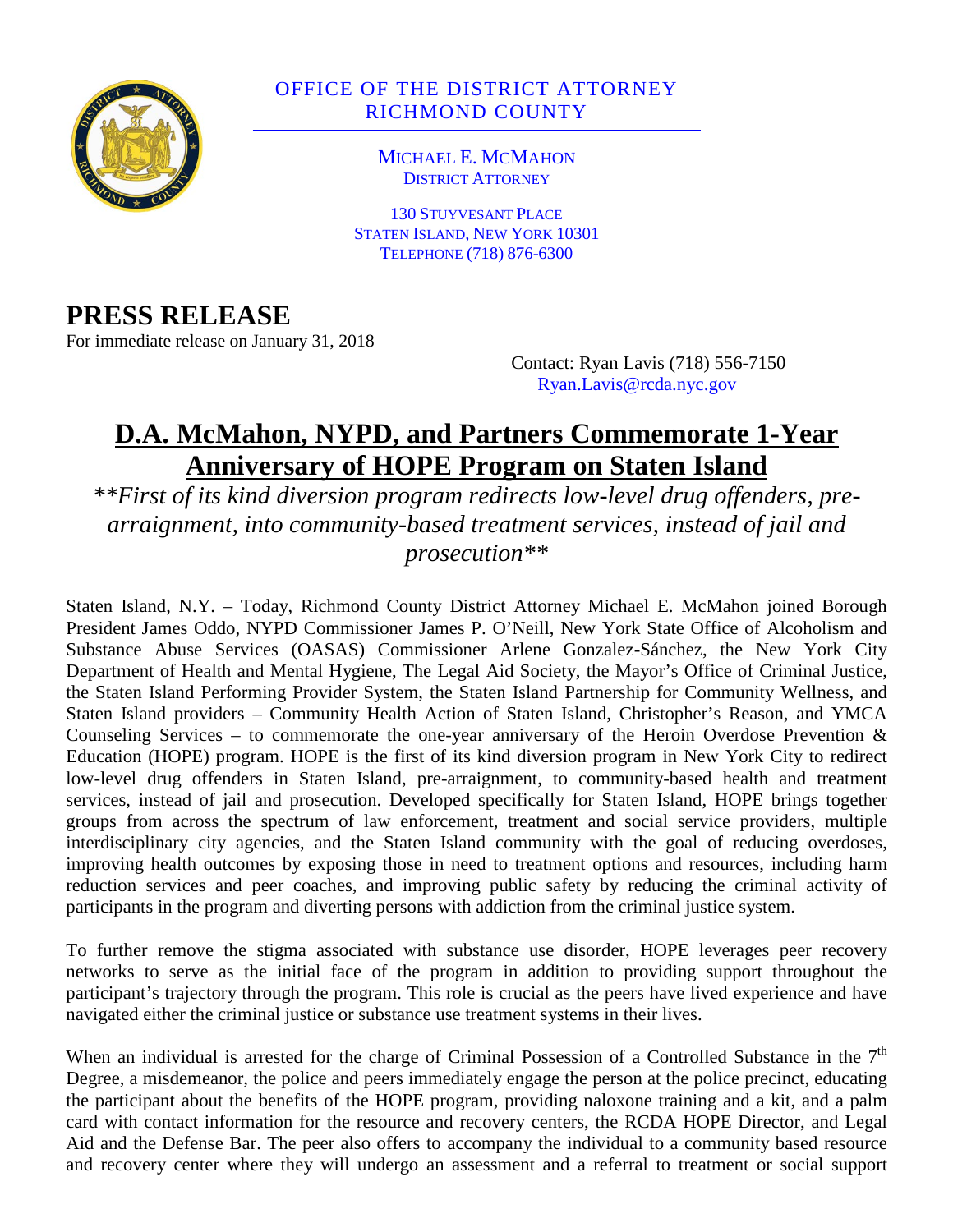OFFICE OF THE DISTRICT ATTORNEY
RICHMOND COUNTY

MICHAEL E. MCMAHON
DISTRICT ATTORNEY

130 STUYVESANT PLACE
STATEN ISLAND, NEW YORK 10301
TELEPHONE (718) 876-6300

# PRESS RELEASE

For immediate release on January 31, 2018

Contact: Ryan Lavis (718) 556-7150
Ryan.Lavis@rcda.nyc.gov

## D.A. McMahon, NYPD, and Partners Commemorate 1-Year Anniversary of HOPE Program on Staten Island

***\*\*First of its kind diversion program redirects low-level drug offenders, pre-arraignment, into community-based treatment services, instead of jail and prosecution\*\****

Staten Island, N.Y. – Today, Richmond County District Attorney Michael E. McMahon joined Borough President James Oddo, NYPD Commissioner James P. O'Neill, New York State Office of Alcoholism and Substance Abuse Services (OASAS) Commissioner Arlene Gonzalez-Sánchez, the New York City Department of Health and Mental Hygiene, The Legal Aid Society, the Mayor's Office of Criminal Justice, the Staten Island Performing Provider System, the Staten Island Partnership for Community Wellness, and Staten Island providers – Community Health Action of Staten Island, Christopher's Reason, and YMCA Counseling Services – to commemorate the one-year anniversary of the Heroin Overdose Prevention & Education (HOPE) program. HOPE is the first of its kind diversion program in New York City to redirect low-level drug offenders in Staten Island, pre-arraignment, to community-based health and treatment services, instead of jail and prosecution. Developed specifically for Staten Island, HOPE brings together groups from across the spectrum of law enforcement, treatment and social service providers, multiple interdisciplinary city agencies, and the Staten Island community with the goal of reducing overdoses, improving health outcomes by exposing those in need to treatment options and resources, including harm reduction services and peer coaches, and improving public safety by reducing the criminal activity of participants in the program and diverting persons with addiction from the criminal justice system.

To further remove the stigma associated with substance use disorder, HOPE leverages peer recovery networks to serve as the initial face of the program in addition to providing support throughout the participant's trajectory through the program. This role is crucial as the peers have lived experience and have navigated either the criminal justice or substance use treatment systems in their lives.

When an individual is arrested for the charge of Criminal Possession of a Controlled Substance in the 7th Degree, a misdemeanor, the police and peers immediately engage the person at the police precinct, educating the participant about the benefits of the HOPE program, providing naloxone training and a kit, and a palm card with contact information for the resource and recovery centers, the RCDA HOPE Director, and Legal Aid and the Defense Bar. The peer also offers to accompany the individual to a community based resource and recovery center where they will undergo an assessment and a referral to treatment or social support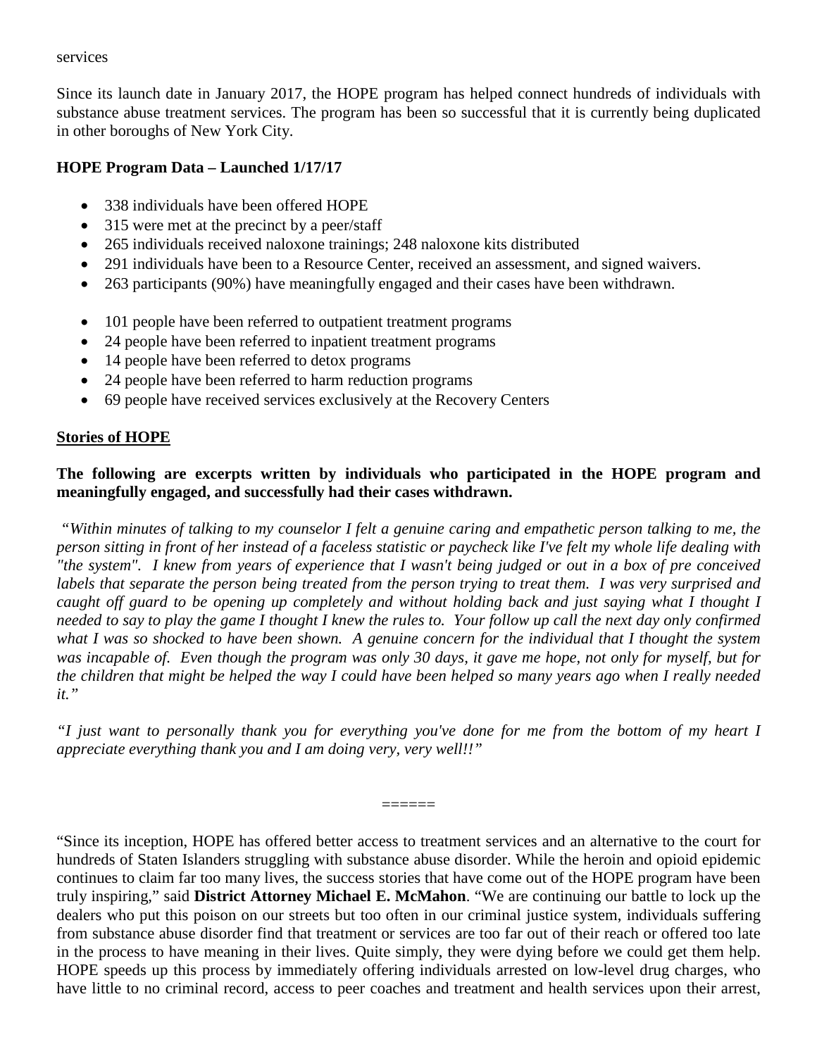services

Since its launch date in January 2017, the HOPE program has helped connect hundreds of individuals with substance abuse treatment services. The program has been so successful that it is currently being duplicated in other boroughs of New York City.

**HOPE Program Data – Launched 1/17/17**

- 338 individuals have been offered HOPE
- 315 were met at the precinct by a peer/staff
- 265 individuals received naloxone trainings; 248 naloxone kits distributed
- 291 individuals have been to a Resource Center, received an assessment, and signed waivers.
- 263 participants (90%) have meaningfully engaged and their cases have been withdrawn.

- 101 people have been referred to outpatient treatment programs
- 24 people have been referred to inpatient treatment programs
- 14 people have been referred to detox programs
- 24 people have been referred to harm reduction programs
- 69 people have received services exclusively at the Recovery Centers

**<u>Stories of HOPE</u>**

**The following are excerpts written by individuals who participated in the HOPE program and meaningfully engaged, and successfully had their cases withdrawn.**

*"Within minutes of talking to my counselor I felt a genuine caring and empathetic person talking to me, the person sitting in front of her instead of a faceless statistic or paycheck like I've felt my whole life dealing with "the system". I knew from years of experience that I wasn't being judged or out in a box of pre conceived labels that separate the person being treated from the person trying to treat them. I was very surprised and caught off guard to be opening up completely and without holding back and just saying what I thought I needed to say to play the game I thought I knew the rules to. Your follow up call the next day only confirmed what I was so shocked to have been shown. A genuine concern for the individual that I thought the system was incapable of. Even though the program was only 30 days, it gave me hope, not only for myself, but for the children that might be helped the way I could have been helped so many years ago when I really needed it."*

*"I just want to personally thank you for everything you've done for me from the bottom of my heart I appreciate everything thank you and I am doing very, very well!!"*

======

"Since its inception, HOPE has offered better access to treatment services and an alternative to the court for hundreds of Staten Islanders struggling with substance abuse disorder. While the heroin and opioid epidemic continues to claim far too many lives, the success stories that have come out of the HOPE program have been truly inspiring," said **District Attorney Michael E. McMahon**. "We are continuing our battle to lock up the dealers who put this poison on our streets but too often in our criminal justice system, individuals suffering from substance abuse disorder find that treatment or services are too far out of their reach or offered too late in the process to have meaning in their lives. Quite simply, they were dying before we could get them help. HOPE speeds up this process by immediately offering individuals arrested on low-level drug charges, who have little to no criminal record, access to peer coaches and treatment and health services upon their arrest,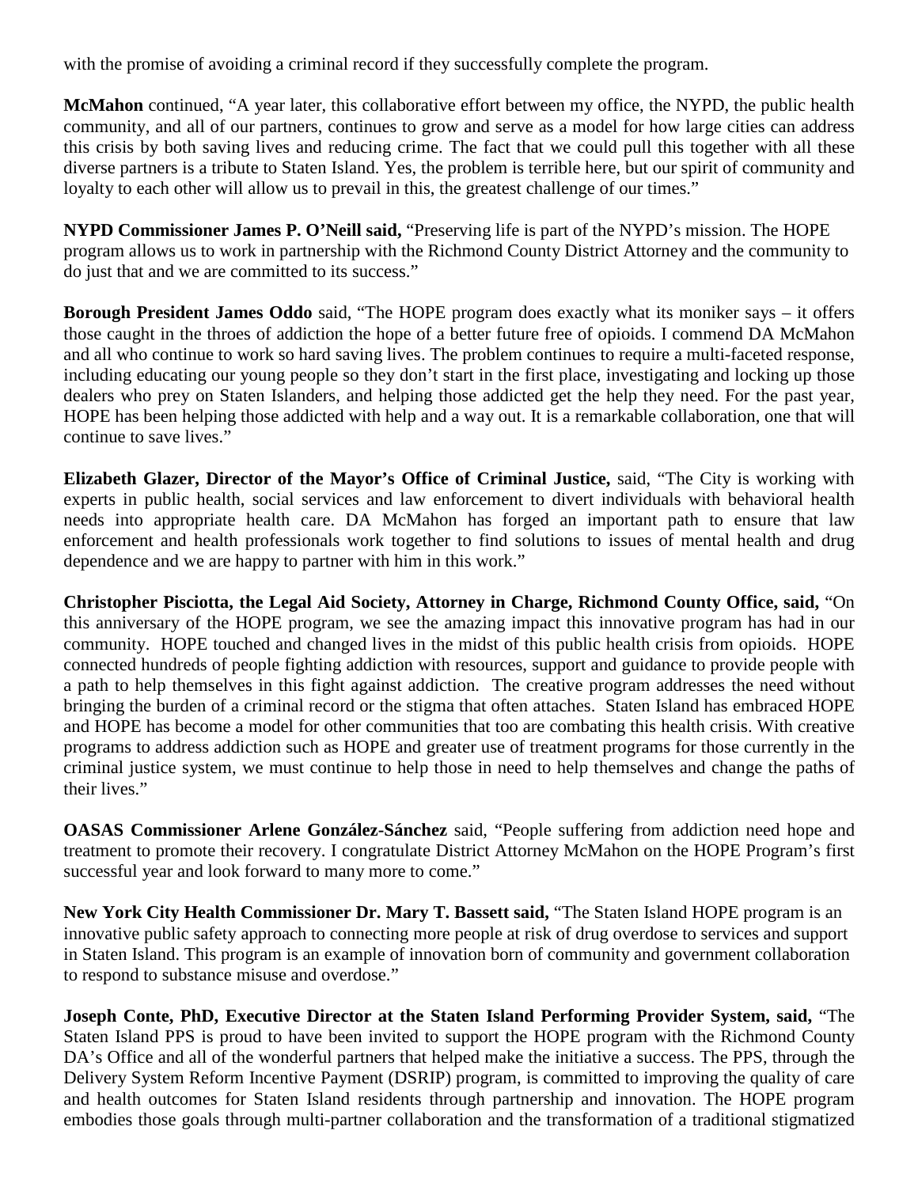with the promise of avoiding a criminal record if they successfully complete the program.

**McMahon** continued, "A year later, this collaborative effort between my office, the NYPD, the public health community, and all of our partners, continues to grow and serve as a model for how large cities can address this crisis by both saving lives and reducing crime. The fact that we could pull this together with all these diverse partners is a tribute to Staten Island. Yes, the problem is terrible here, but our spirit of community and loyalty to each other will allow us to prevail in this, the greatest challenge of our times."

**NYPD Commissioner James P. O'Neill said,** "Preserving life is part of the NYPD's mission. The HOPE program allows us to work in partnership with the Richmond County District Attorney and the community to do just that and we are committed to its success."

**Borough President James Oddo** said, "The HOPE program does exactly what its moniker says – it offers those caught in the throes of addiction the hope of a better future free of opioids. I commend DA McMahon and all who continue to work so hard saving lives. The problem continues to require a multi-faceted response, including educating our young people so they don't start in the first place, investigating and locking up those dealers who prey on Staten Islanders, and helping those addicted get the help they need. For the past year, HOPE has been helping those addicted with help and a way out. It is a remarkable collaboration, one that will continue to save lives."

**Elizabeth Glazer, Director of the Mayor's Office of Criminal Justice,** said, "The City is working with experts in public health, social services and law enforcement to divert individuals with behavioral health needs into appropriate health care. DA McMahon has forged an important path to ensure that law enforcement and health professionals work together to find solutions to issues of mental health and drug dependence and we are happy to partner with him in this work."

**Christopher Pisciotta, the Legal Aid Society, Attorney in Charge, Richmond County Office, said,** "On this anniversary of the HOPE program, we see the amazing impact this innovative program has had in our community. HOPE touched and changed lives in the midst of this public health crisis from opioids. HOPE connected hundreds of people fighting addiction with resources, support and guidance to provide people with a path to help themselves in this fight against addiction. The creative program addresses the need without bringing the burden of a criminal record or the stigma that often attaches. Staten Island has embraced HOPE and HOPE has become a model for other communities that too are combating this health crisis. With creative programs to address addiction such as HOPE and greater use of treatment programs for those currently in the criminal justice system, we must continue to help those in need to help themselves and change the paths of their lives."

**OASAS Commissioner Arlene González-Sánchez** said, "People suffering from addiction need hope and treatment to promote their recovery. I congratulate District Attorney McMahon on the HOPE Program's first successful year and look forward to many more to come."

**New York City Health Commissioner Dr. Mary T. Bassett said,** "The Staten Island HOPE program is an innovative public safety approach to connecting more people at risk of drug overdose to services and support in Staten Island. This program is an example of innovation born of community and government collaboration to respond to substance misuse and overdose."

**Joseph Conte, PhD, Executive Director at the Staten Island Performing Provider System, said,** "The Staten Island PPS is proud to have been invited to support the HOPE program with the Richmond County DA's Office and all of the wonderful partners that helped make the initiative a success. The PPS, through the Delivery System Reform Incentive Payment (DSRIP) program, is committed to improving the quality of care and health outcomes for Staten Island residents through partnership and innovation. The HOPE program embodies those goals through multi-partner collaboration and the transformation of a traditional stigmatized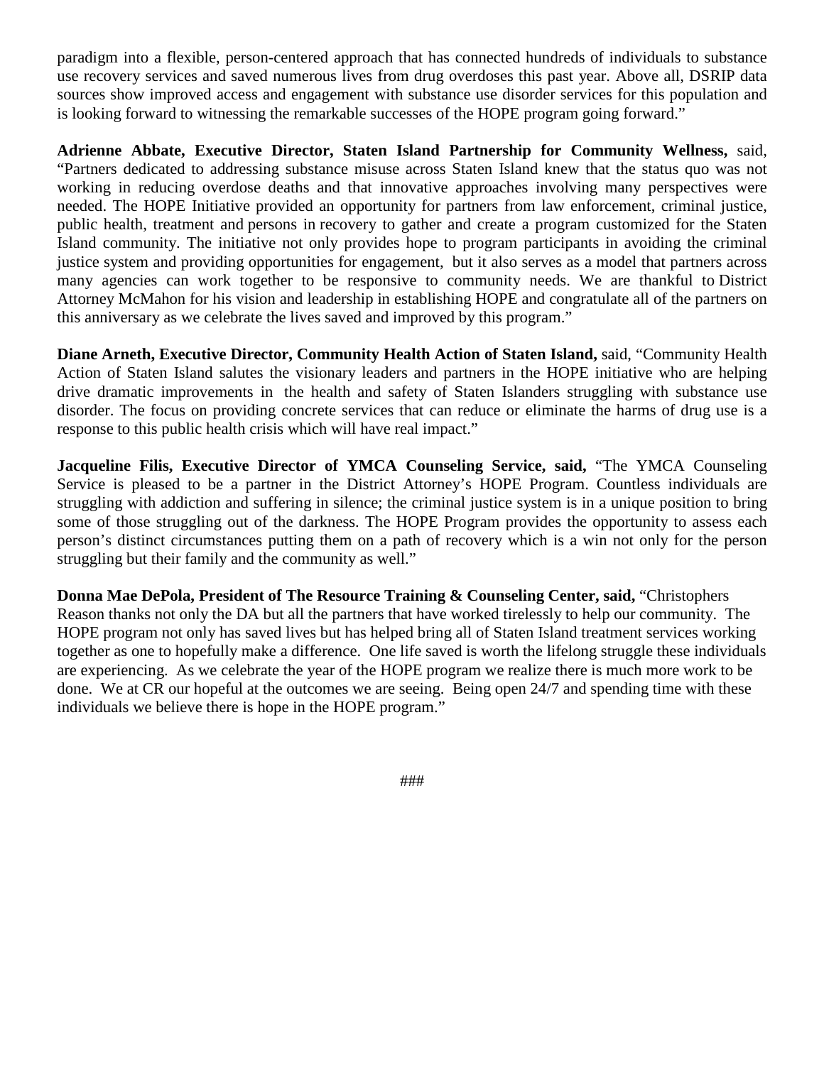paradigm into a flexible, person-centered approach that has connected hundreds of individuals to substance use recovery services and saved numerous lives from drug overdoses this past year. Above all, DSRIP data sources show improved access and engagement with substance use disorder services for this population and is looking forward to witnessing the remarkable successes of the HOPE program going forward."

**Adrienne Abbate, Executive Director, Staten Island Partnership for Community Wellness,** said, "Partners dedicated to addressing substance misuse across Staten Island knew that the status quo was not working in reducing overdose deaths and that innovative approaches involving many perspectives were needed. The HOPE Initiative provided an opportunity for partners from law enforcement, criminal justice, public health, treatment and persons in recovery to gather and create a program customized for the Staten Island community. The initiative not only provides hope to program participants in avoiding the criminal justice system and providing opportunities for engagement, but it also serves as a model that partners across many agencies can work together to be responsive to community needs. We are thankful to District Attorney McMahon for his vision and leadership in establishing HOPE and congratulate all of the partners on this anniversary as we celebrate the lives saved and improved by this program."

**Diane Arneth, Executive Director, Community Health Action of Staten Island,** said, "Community Health Action of Staten Island salutes the visionary leaders and partners in the HOPE initiative who are helping drive dramatic improvements in the health and safety of Staten Islanders struggling with substance use disorder. The focus on providing concrete services that can reduce or eliminate the harms of drug use is a response to this public health crisis which will have real impact."

**Jacqueline Filis, Executive Director of YMCA Counseling Service, said,** "The YMCA Counseling Service is pleased to be a partner in the District Attorney's HOPE Program. Countless individuals are struggling with addiction and suffering in silence; the criminal justice system is in a unique position to bring some of those struggling out of the darkness. The HOPE Program provides the opportunity to assess each person's distinct circumstances putting them on a path of recovery which is a win not only for the person struggling but their family and the community as well."

**Donna Mae DePola, President of The Resource Training & Counseling Center, said,** "Christophers Reason thanks not only the DA but all the partners that have worked tirelessly to help our community. The HOPE program not only has saved lives but has helped bring all of Staten Island treatment services working together as one to hopefully make a difference. One life saved is worth the lifelong struggle these individuals are experiencing. As we celebrate the year of the HOPE program we realize there is much more work to be done. We at CR our hopeful at the outcomes we are seeing. Being open 24/7 and spending time with these individuals we believe there is hope in the HOPE program."

###